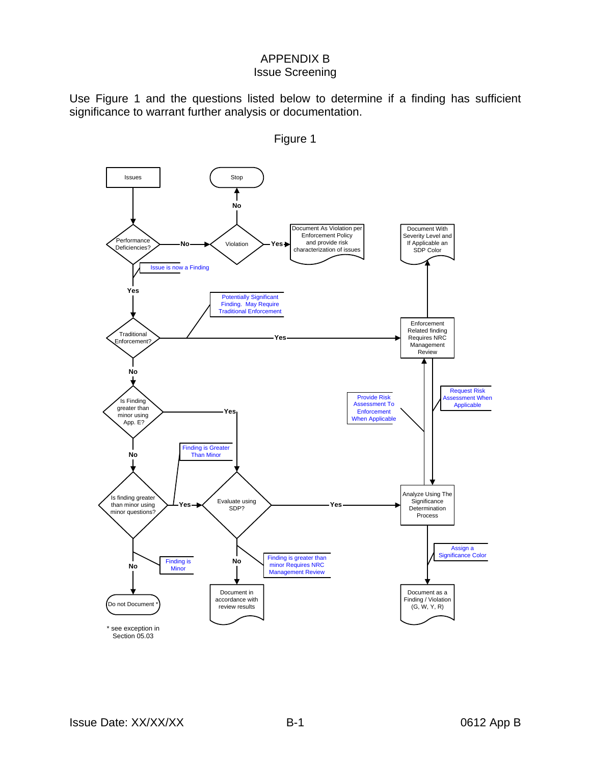# APPENDIX B
## Issue Screening

Use Figure 1 and the questions listed below to determine if a finding has sufficient significance to warrant further analysis or documentation.

Figure 1

- Issues → Performance Deficiencies?
  - No → Violation
    - No → Stop
    - Yes → Document As Violation per Enforcement Policy and provide risk characterization of issues
  - Yes (Issue is now a Finding) → Traditional Enforcement?
    - Yes (Potentially Significant Finding. May Require Traditional Enforcement) → Enforcement Related finding Requires NRC Management Review
      - → Document With Severity Level and If Applicable an SDP Color
      - → (Request Risk Assessment When Applicable) → Analyze Using The Significance Determination Process
    - No → Is Finding greater than minor using App. E?
      - Yes → Evaluate using SDP?
      - No → Is finding greater than minor using minor questions?
        - Yes (Finding is Greater Than Minor) → Evaluate using SDP?
          - Yes → Analyze Using The Significance Determination Process
            - → (Provide Risk Assessment To Enforcement When Applicable) → Enforcement Related finding Requires NRC Management Review
            - → (Assign a Significance Color) → Document as a Finding / Violation (G, W, Y, R)
          - No (Finding is greater than minor Requires NRC Management Review) → Document in accordance with review results
        - No (Finding is Minor) → Do not Document *

\* see exception in Section 05.03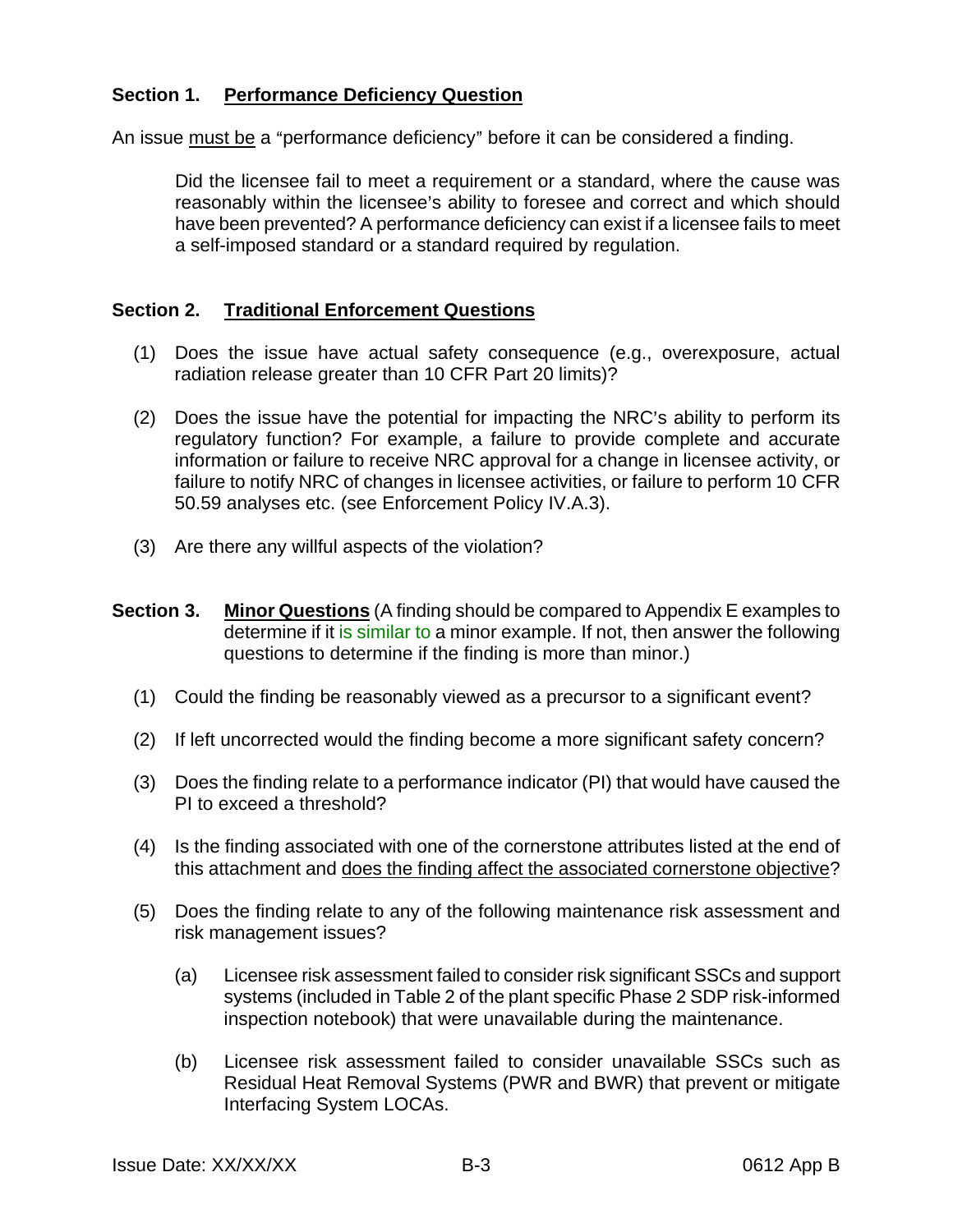## Section 1. <u>Performance Deficiency Question</u>

An issue <u>must be</u> a "performance deficiency" before it can be considered a finding.

> Did the licensee fail to meet a requirement or a standard, where the cause was reasonably within the licensee's ability to foresee and correct and which should have been prevented? A performance deficiency can exist if a licensee fails to meet a self-imposed standard or a standard required by regulation.

## Section 2. <u>Traditional Enforcement Questions</u>

(1) Does the issue have actual safety consequence (e.g., overexposure, actual radiation release greater than 10 CFR Part 20 limits)?

(2) Does the issue have the potential for impacting the NRC's ability to perform its regulatory function? For example, a failure to provide complete and accurate information or failure to receive NRC approval for a change in licensee activity, or failure to notify NRC of changes in licensee activities, or failure to perform 10 CFR 50.59 analyses etc. (see Enforcement Policy IV.A.3).

(3) Are there any willful aspects of the violation?

## Section 3. <u>Minor Questions</u> (A finding should be compared to Appendix E examples to determine if it is similar to a minor example. If not, then answer the following questions to determine if the finding is more than minor.)

(1) Could the finding be reasonably viewed as a precursor to a significant event?

(2) If left uncorrected would the finding become a more significant safety concern?

(3) Does the finding relate to a performance indicator (PI) that would have caused the PI to exceed a threshold?

(4) Is the finding associated with one of the cornerstone attributes listed at the end of this attachment and <u>does the finding affect the associated cornerstone objective</u>?

(5) Does the finding relate to any of the following maintenance risk assessment and risk management issues?

   (a) Licensee risk assessment failed to consider risk significant SSCs and support systems (included in Table 2 of the plant specific Phase 2 SDP risk-informed inspection notebook) that were unavailable during the maintenance.

   (b) Licensee risk assessment failed to consider unavailable SSCs such as Residual Heat Removal Systems (PWR and BWR) that prevent or mitigate Interfacing System LOCAs.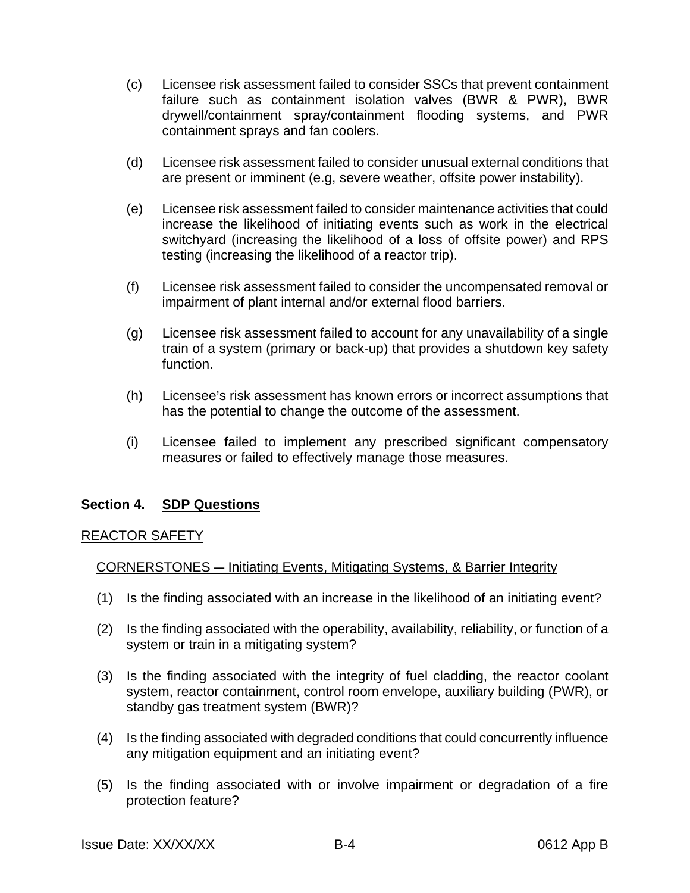(c) Licensee risk assessment failed to consider SSCs that prevent containment failure such as containment isolation valves (BWR & PWR), BWR drywell/containment spray/containment flooding systems, and PWR containment sprays and fan coolers.

(d) Licensee risk assessment failed to consider unusual external conditions that are present or imminent (e.g, severe weather, offsite power instability).

(e) Licensee risk assessment failed to consider maintenance activities that could increase the likelihood of initiating events such as work in the electrical switchyard (increasing the likelihood of a loss of offsite power) and RPS testing (increasing the likelihood of a reactor trip).

(f) Licensee risk assessment failed to consider the uncompensated removal or impairment of plant internal and/or external flood barriers.

(g) Licensee risk assessment failed to account for any unavailability of a single train of a system (primary or back-up) that provides a shutdown key safety function.

(h) Licensee's risk assessment has known errors or incorrect assumptions that has the potential to change the outcome of the assessment.

(i) Licensee failed to implement any prescribed significant compensatory measures or failed to effectively manage those measures.

## Section 4. SDP Questions

REACTOR SAFETY

CORNERSTONES ─ Initiating Events, Mitigating Systems, & Barrier Integrity

(1) Is the finding associated with an increase in the likelihood of an initiating event?

(2) Is the finding associated with the operability, availability, reliability, or function of a system or train in a mitigating system?

(3) Is the finding associated with the integrity of fuel cladding, the reactor coolant system, reactor containment, control room envelope, auxiliary building (PWR), or standby gas treatment system (BWR)?

(4) Is the finding associated with degraded conditions that could concurrently influence any mitigation equipment and an initiating event?

(5) Is the finding associated with or involve impairment or degradation of a fire protection feature?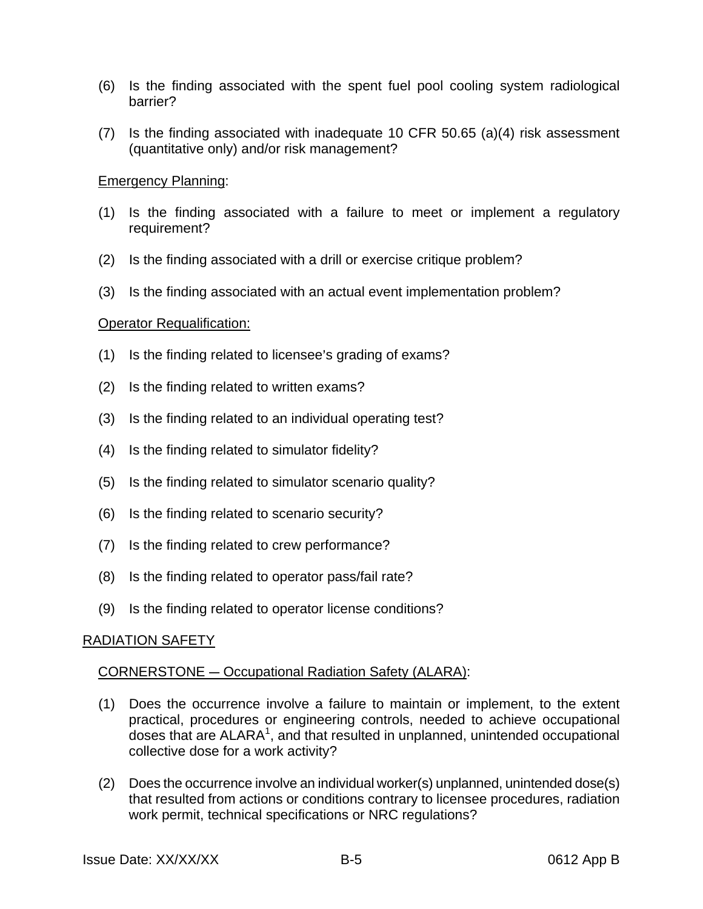(6) Is the finding associated with the spent fuel pool cooling system radiological barrier?

(7) Is the finding associated with inadequate 10 CFR 50.65 (a)(4) risk assessment (quantitative only) and/or risk management?

Emergency Planning:

(1) Is the finding associated with a failure to meet or implement a regulatory requirement?

(2) Is the finding associated with a drill or exercise critique problem?

(3) Is the finding associated with an actual event implementation problem?

Operator Requalification:

(1) Is the finding related to licensee's grading of exams?

(2) Is the finding related to written exams?

(3) Is the finding related to an individual operating test?

(4) Is the finding related to simulator fidelity?

(5) Is the finding related to simulator scenario quality?

(6) Is the finding related to scenario security?

(7) Is the finding related to crew performance?

(8) Is the finding related to operator pass/fail rate?

(9) Is the finding related to operator license conditions?

RADIATION SAFETY

CORNERSTONE ─ Occupational Radiation Safety (ALARA):

(1) Does the occurrence involve a failure to maintain or implement, to the extent practical, procedures or engineering controls, needed to achieve occupational doses that are ALARA[1], and that resulted in unplanned, unintended occupational collective dose for a work activity?

(2) Does the occurrence involve an individual worker(s) unplanned, unintended dose(s) that resulted from actions or conditions contrary to licensee procedures, radiation work permit, technical specifications or NRC regulations?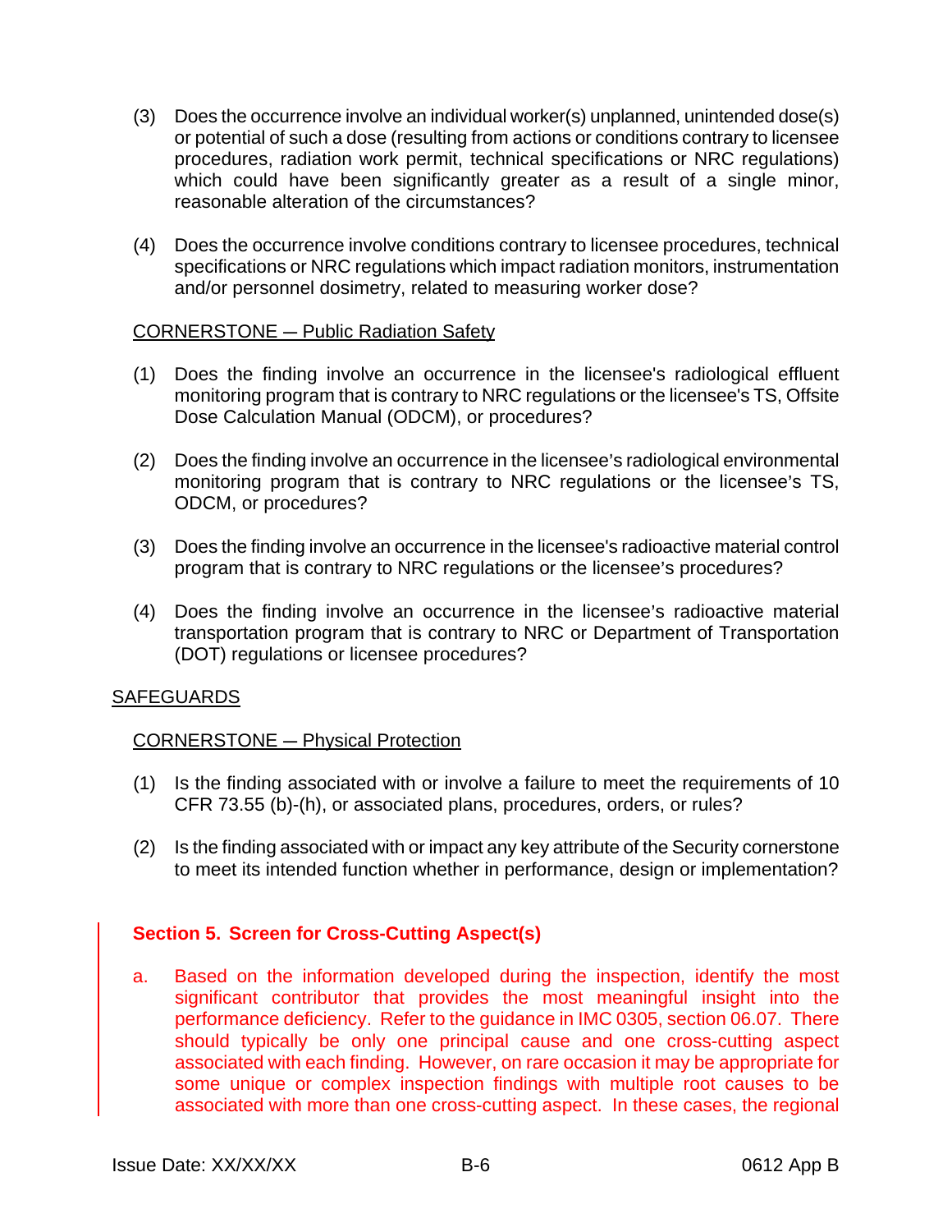(3) Does the occurrence involve an individual worker(s) unplanned, unintended dose(s) or potential of such a dose (resulting from actions or conditions contrary to licensee procedures, radiation work permit, technical specifications or NRC regulations) which could have been significantly greater as a result of a single minor, reasonable alteration of the circumstances?

(4) Does the occurrence involve conditions contrary to licensee procedures, technical specifications or NRC regulations which impact radiation monitors, instrumentation and/or personnel dosimetry, related to measuring worker dose?

CORNERSTONE ─ Public Radiation Safety

(1) Does the finding involve an occurrence in the licensee's radiological effluent monitoring program that is contrary to NRC regulations or the licensee's TS, Offsite Dose Calculation Manual (ODCM), or procedures?

(2) Does the finding involve an occurrence in the licensee’s radiological environmental monitoring program that is contrary to NRC regulations or the licensee’s TS, ODCM, or procedures?

(3) Does the finding involve an occurrence in the licensee's radioactive material control program that is contrary to NRC regulations or the licensee’s procedures?

(4) Does the finding involve an occurrence in the licensee’s radioactive material transportation program that is contrary to NRC or Department of Transportation (DOT) regulations or licensee procedures?

SAFEGUARDS

CORNERSTONE ─ Physical Protection

(1) Is the finding associated with or involve a failure to meet the requirements of 10 CFR 73.55 (b)-(h), or associated plans, procedures, orders, or rules?

(2) Is the finding associated with or impact any key attribute of the Security cornerstone to meet its intended function whether in performance, design or implementation?

**Section 5. Screen for Cross-Cutting Aspect(s)**

a. Based on the information developed during the inspection, identify the most significant contributor that provides the most meaningful insight into the performance deficiency. Refer to the guidance in IMC 0305, section 06.07. There should typically be only one principal cause and one cross-cutting aspect associated with each finding. However, on rare occasion it may be appropriate for some unique or complex inspection findings with multiple root causes to be associated with more than one cross-cutting aspect. In these cases, the regional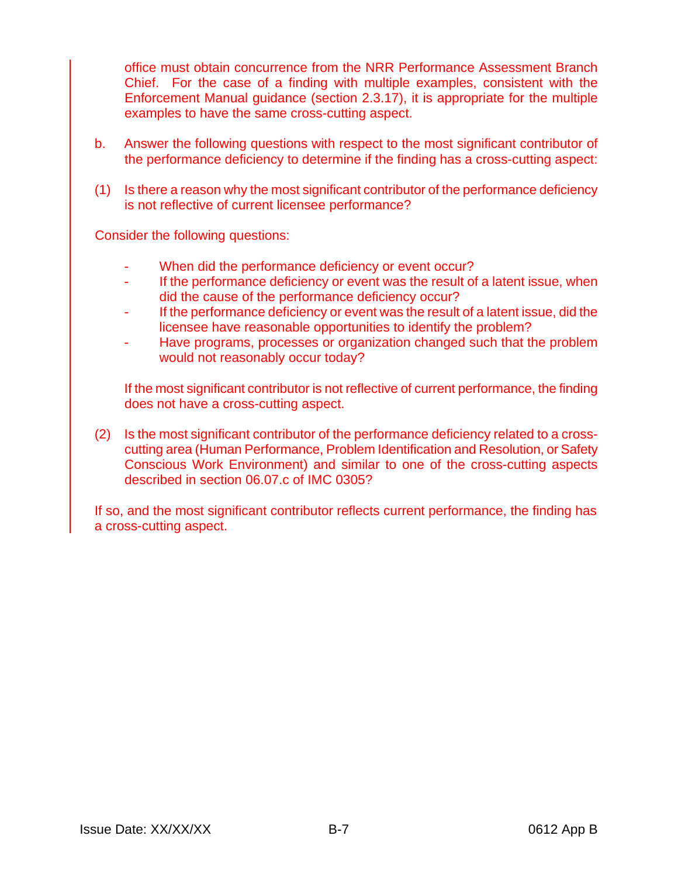office must obtain concurrence from the NRR Performance Assessment Branch Chief. For the case of a finding with multiple examples, consistent with the Enforcement Manual guidance (section 2.3.17), it is appropriate for the multiple examples to have the same cross-cutting aspect.

b. Answer the following questions with respect to the most significant contributor of the performance deficiency to determine if the finding has a cross-cutting aspect:

(1) Is there a reason why the most significant contributor of the performance deficiency is not reflective of current licensee performance?

Consider the following questions:

- When did the performance deficiency or event occur?
- If the performance deficiency or event was the result of a latent issue, when did the cause of the performance deficiency occur?
- If the performance deficiency or event was the result of a latent issue, did the licensee have reasonable opportunities to identify the problem?
- Have programs, processes or organization changed such that the problem would not reasonably occur today?

If the most significant contributor is not reflective of current performance, the finding does not have a cross-cutting aspect.

(2) Is the most significant contributor of the performance deficiency related to a cross-cutting area (Human Performance, Problem Identification and Resolution, or Safety Conscious Work Environment) and similar to one of the cross-cutting aspects described in section 06.07.c of IMC 0305?

If so, and the most significant contributor reflects current performance, the finding has a cross-cutting aspect.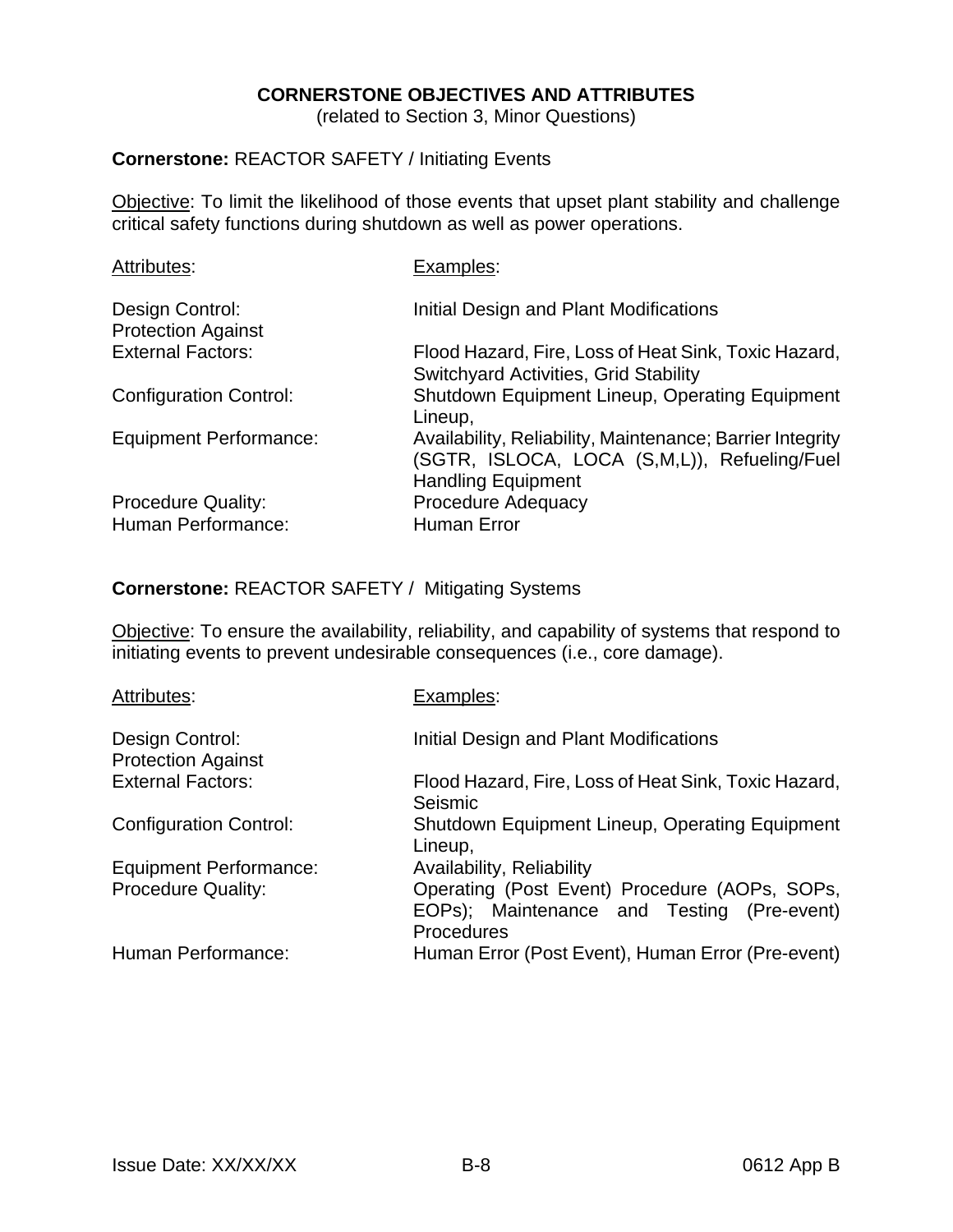**CORNERSTONE OBJECTIVES AND ATTRIBUTES**
(related to Section 3, Minor Questions)

**Cornerstone:** REACTOR SAFETY / Initiating Events

Objective: To limit the likelihood of those events that upset plant stability and challenge critical safety functions during shutdown as well as power operations.

| Attributes: | Examples: |
|---|---|
| Design Control: | Initial Design and Plant Modifications |
| Protection Against External Factors: | Flood Hazard, Fire, Loss of Heat Sink, Toxic Hazard, Switchyard Activities, Grid Stability |
| Configuration Control: | Shutdown Equipment Lineup, Operating Equipment Lineup, |
| Equipment Performance: | Availability, Reliability, Maintenance; Barrier Integrity (SGTR, ISLOCA, LOCA (S,M,L)), Refueling/Fuel Handling Equipment |
| Procedure Quality: | Procedure Adequacy |
| Human Performance: | Human Error |

**Cornerstone:** REACTOR SAFETY / Mitigating Systems

Objective: To ensure the availability, reliability, and capability of systems that respond to initiating events to prevent undesirable consequences (i.e., core damage).

| Attributes: | Examples: |
|---|---|
| Design Control: | Initial Design and Plant Modifications |
| Protection Against External Factors: | Flood Hazard, Fire, Loss of Heat Sink, Toxic Hazard, Seismic |
| Configuration Control: | Shutdown Equipment Lineup, Operating Equipment Lineup, |
| Equipment Performance: | Availability, Reliability |
| Procedure Quality: | Operating (Post Event) Procedure (AOPs, SOPs, EOPs); Maintenance and Testing (Pre-event) Procedures |
| Human Performance: | Human Error (Post Event), Human Error (Pre-event) |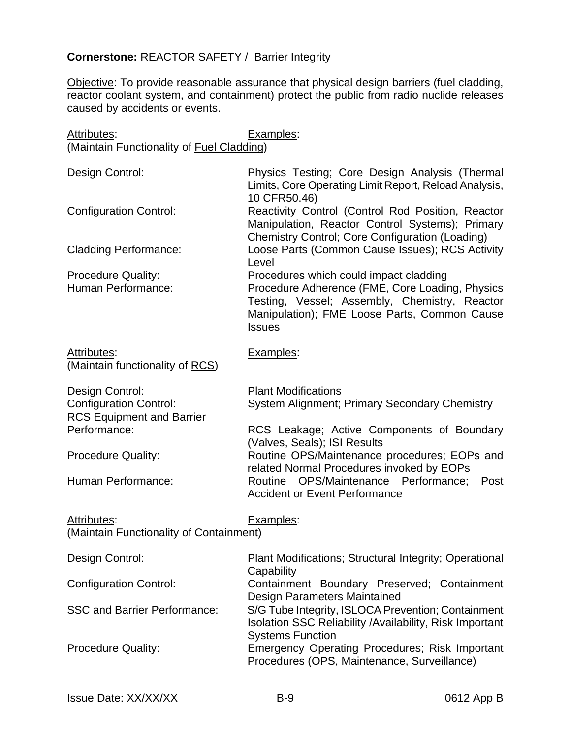**Cornerstone:** REACTOR SAFETY / Barrier Integrity

Objective: To provide reasonable assurance that physical design barriers (fuel cladding, reactor coolant system, and containment) protect the public from radio nuclide releases caused by accidents or events.

| Attributes: (Maintain Functionality of Fuel Cladding) | Examples: |
|---|---|
| Design Control: | Physics Testing; Core Design Analysis (Thermal Limits, Core Operating Limit Report, Reload Analysis, 10 CFR50.46) |
| Configuration Control: | Reactivity Control (Control Rod Position, Reactor Manipulation, Reactor Control Systems); Primary Chemistry Control; Core Configuration (Loading) |
| Cladding Performance: | Loose Parts (Common Cause Issues); RCS Activity Level |
| Procedure Quality: | Procedures which could impact cladding |
| Human Performance: | Procedure Adherence (FME, Core Loading, Physics Testing, Vessel; Assembly, Chemistry, Reactor Manipulation); FME Loose Parts, Common Cause Issues |

| Attributes: (Maintain functionality of RCS) | Examples: |
|---|---|
| Design Control: | Plant Modifications |
| Configuration Control: | System Alignment; Primary Secondary Chemistry |
| RCS Equipment and Barrier Performance: | RCS Leakage; Active Components of Boundary (Valves, Seals); ISI Results |
| Procedure Quality: | Routine OPS/Maintenance procedures; EOPs and related Normal Procedures invoked by EOPs |
| Human Performance: | Routine OPS/Maintenance Performance; Post Accident or Event Performance |

| Attributes: (Maintain Functionality of Containment) | Examples: |
|---|---|
| Design Control: | Plant Modifications; Structural Integrity; Operational Capability |
| Configuration Control: | Containment Boundary Preserved; Containment Design Parameters Maintained |
| SSC and Barrier Performance: | S/G Tube Integrity, ISLOCA Prevention; Containment Isolation SSC Reliability /Availability, Risk Important Systems Function |
| Procedure Quality: | Emergency Operating Procedures; Risk Important Procedures (OPS, Maintenance, Surveillance) |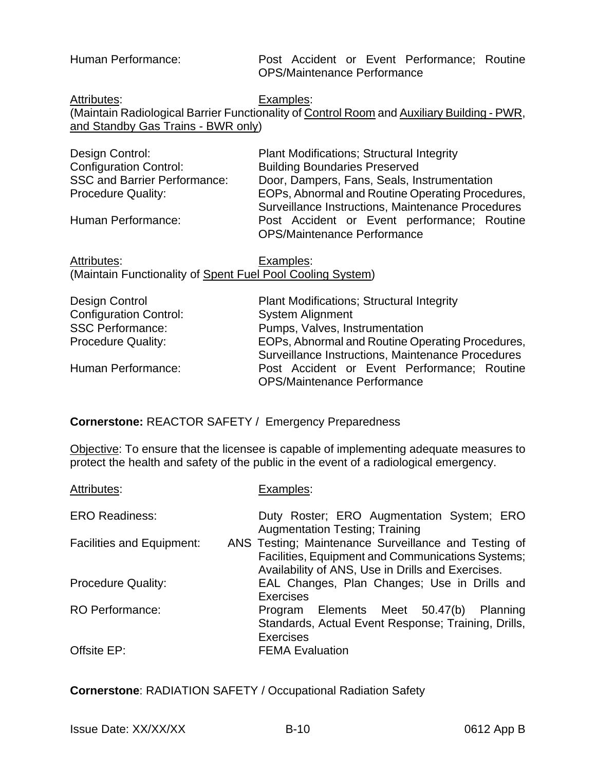| | |
|---|---|
| Human Performance: | Post Accident or Event Performance; Routine OPS/Maintenance Performance |

<u>Attributes</u>: <u>Examples</u>:
(Maintain Radiological Barrier Functionality of <u>Control Room</u> and <u>Auxiliary Building - PWR, and Standby Gas Trains - BWR only</u>)

| | |
|---|---|
| Design Control: | Plant Modifications; Structural Integrity |
| Configuration Control: | Building Boundaries Preserved |
| SSC and Barrier Performance: | Door, Dampers, Fans, Seals, Instrumentation |
| Procedure Quality: | EOPs, Abnormal and Routine Operating Procedures, Surveillance Instructions, Maintenance Procedures |
| Human Performance: | Post Accident or Event performance; Routine OPS/Maintenance Performance |

<u>Attributes</u>: <u>Examples</u>:
(Maintain Functionality of <u>Spent Fuel Pool Cooling System</u>)

| | |
|---|---|
| Design Control | Plant Modifications; Structural Integrity |
| Configuration Control: | System Alignment |
| SSC Performance: | Pumps, Valves, Instrumentation |
| Procedure Quality: | EOPs, Abnormal and Routine Operating Procedures, Surveillance Instructions, Maintenance Procedures |
| Human Performance: | Post Accident or Event Performance; Routine OPS/Maintenance Performance |

**Cornerstone:** REACTOR SAFETY / Emergency Preparedness

<u>Objective</u>: To ensure that the licensee is capable of implementing adequate measures to protect the health and safety of the public in the event of a radiological emergency.

| <u>Attributes</u>: | <u>Examples</u>: |
|---|---|
| ERO Readiness: | Duty Roster; ERO Augmentation System; ERO Augmentation Testing; Training |
| Facilities and Equipment: | ANS Testing; Maintenance Surveillance and Testing of Facilities, Equipment and Communications Systems; Availability of ANS, Use in Drills and Exercises. |
| Procedure Quality: | EAL Changes, Plan Changes; Use in Drills and Exercises |
| RO Performance: | Program Elements Meet 50.47(b) Planning Standards, Actual Event Response; Training, Drills, Exercises |
| Offsite EP: | FEMA Evaluation |

**Cornerstone**: RADIATION SAFETY / Occupational Radiation Safety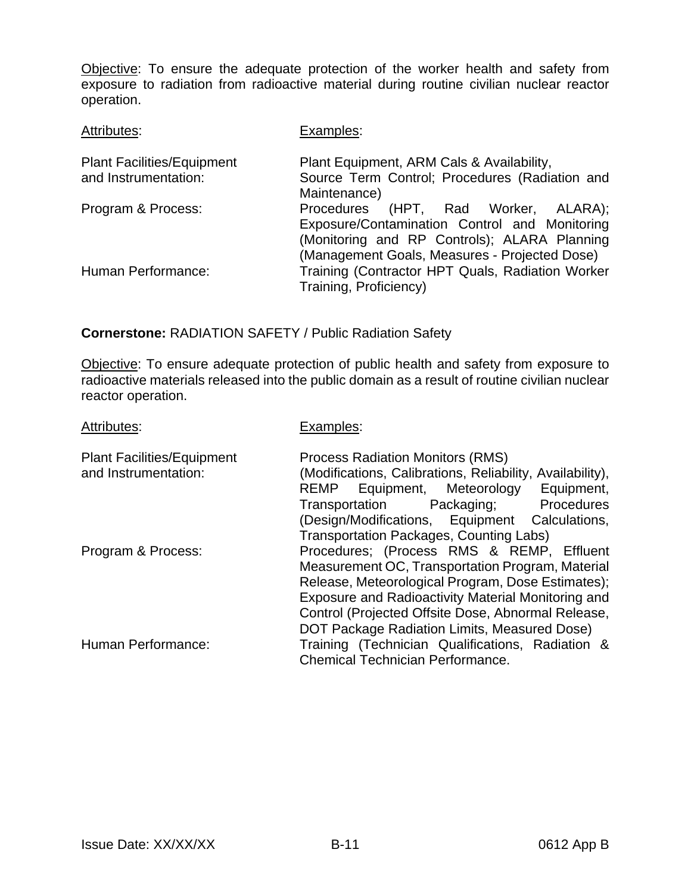Objective: To ensure the adequate protection of the worker health and safety from exposure to radiation from radioactive material during routine civilian nuclear reactor operation.

| Attributes: | Examples: |
|---|---|
| Plant Facilities/Equipment and Instrumentation: | Plant Equipment, ARM Cals & Availability, Source Term Control; Procedures (Radiation and Maintenance) |
| Program & Process: | Procedures (HPT, Rad Worker, ALARA); Exposure/Contamination Control and Monitoring (Monitoring and RP Controls); ALARA Planning (Management Goals, Measures - Projected Dose) |
| Human Performance: | Training (Contractor HPT Quals, Radiation Worker Training, Proficiency) |

**Cornerstone:** RADIATION SAFETY / Public Radiation Safety

Objective: To ensure adequate protection of public health and safety from exposure to radioactive materials released into the public domain as a result of routine civilian nuclear reactor operation.

| Attributes: | Examples: |
|---|---|
| Plant Facilities/Equipment and Instrumentation: | Process Radiation Monitors (RMS) (Modifications, Calibrations, Reliability, Availability), REMP Equipment, Meteorology Equipment, Transportation Packaging; Procedures (Design/Modifications, Equipment Calculations, Transportation Packages, Counting Labs) |
| Program & Process: | Procedures; (Process RMS & REMP, Effluent Measurement OC, Transportation Program, Material Release, Meteorological Program, Dose Estimates); Exposure and Radioactivity Material Monitoring and Control (Projected Offsite Dose, Abnormal Release, DOT Package Radiation Limits, Measured Dose) |
| Human Performance: | Training (Technician Qualifications, Radiation & Chemical Technician Performance. |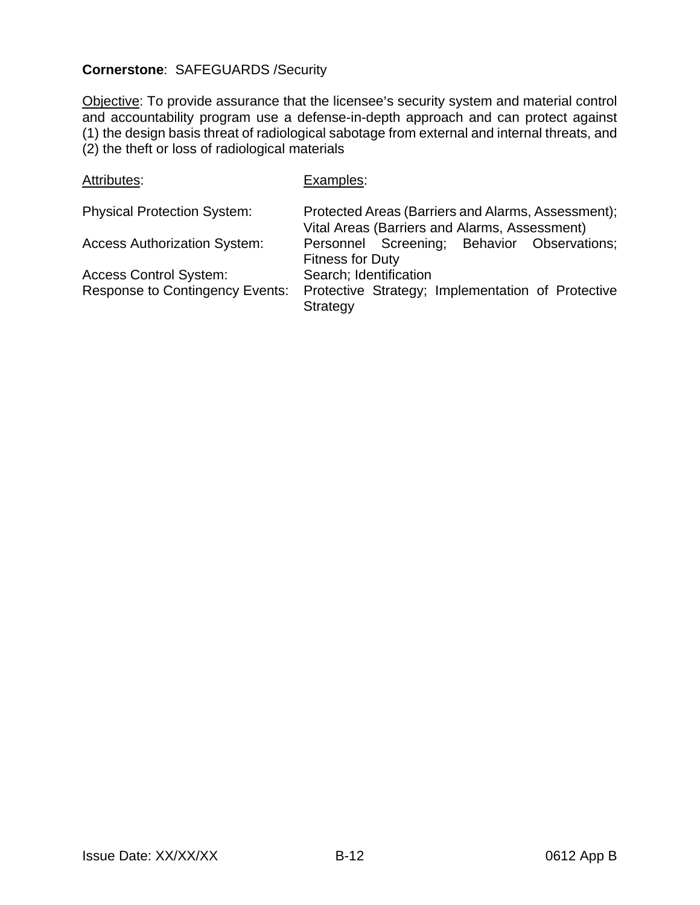**Cornerstone**: SAFEGUARDS /Security

Objective: To provide assurance that the licensee's security system and material control and accountability program use a defense-in-depth approach and can protect against (1) the design basis threat of radiological sabotage from external and internal threats, and (2) the theft or loss of radiological materials

| Attributes: | Examples: |
|---|---|
| Physical Protection System: | Protected Areas (Barriers and Alarms, Assessment); Vital Areas (Barriers and Alarms, Assessment) |
| Access Authorization System: | Personnel Screening; Behavior Observations; Fitness for Duty |
| Access Control System: | Search; Identification |
| Response to Contingency Events: | Protective Strategy; Implementation of Protective Strategy |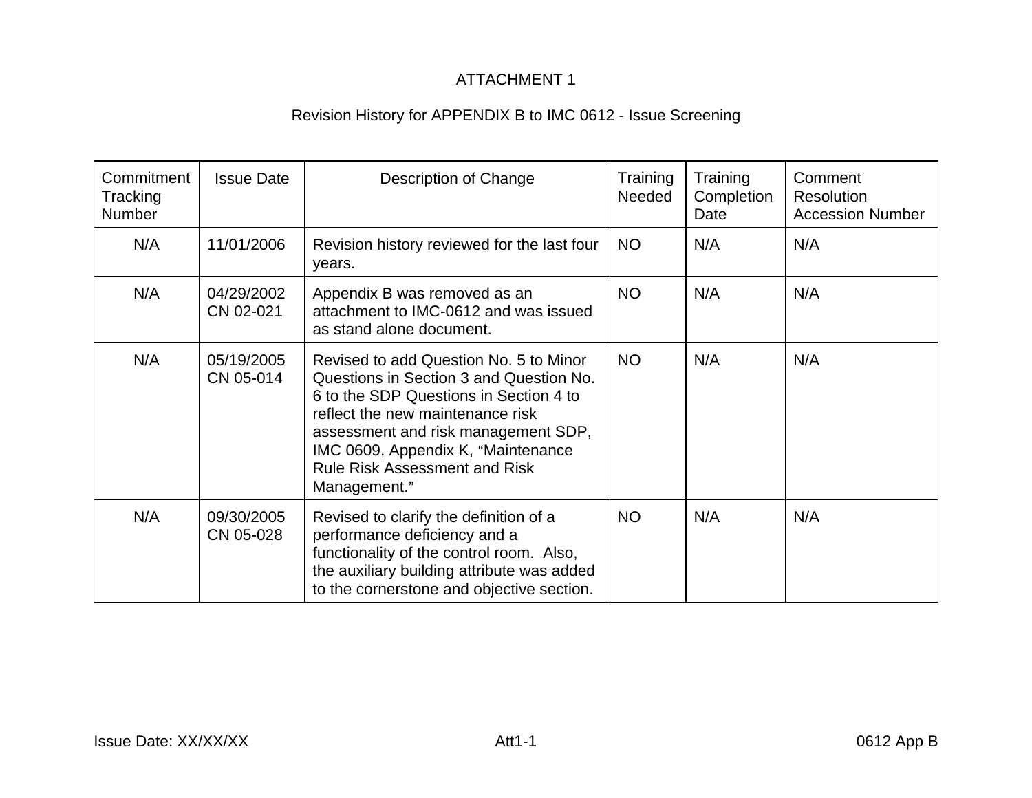ATTACHMENT 1

Revision History for APPENDIX B to IMC 0612 - Issue Screening

| Commitment Tracking Number | Issue Date | Description of Change | Training Needed | Training Completion Date | Comment Resolution Accession Number |
|---|---|---|---|---|---|
| N/A | 11/01/2006 | Revision history reviewed for the last four years. | NO | N/A | N/A |
| N/A | 04/29/2002 CN 02-021 | Appendix B was removed as an attachment to IMC-0612 and was issued as stand alone document. | NO | N/A | N/A |
| N/A | 05/19/2005 CN 05-014 | Revised to add Question No. 5 to Minor Questions in Section 3 and Question No. 6 to the SDP Questions in Section 4 to reflect the new maintenance risk assessment and risk management SDP, IMC 0609, Appendix K, "Maintenance Rule Risk Assessment and Risk Management." | NO | N/A | N/A |
| N/A | 09/30/2005 CN 05-028 | Revised to clarify the definition of a performance deficiency and a functionality of the control room. Also, the auxiliary building attribute was added to the cornerstone and objective section. | NO | N/A | N/A |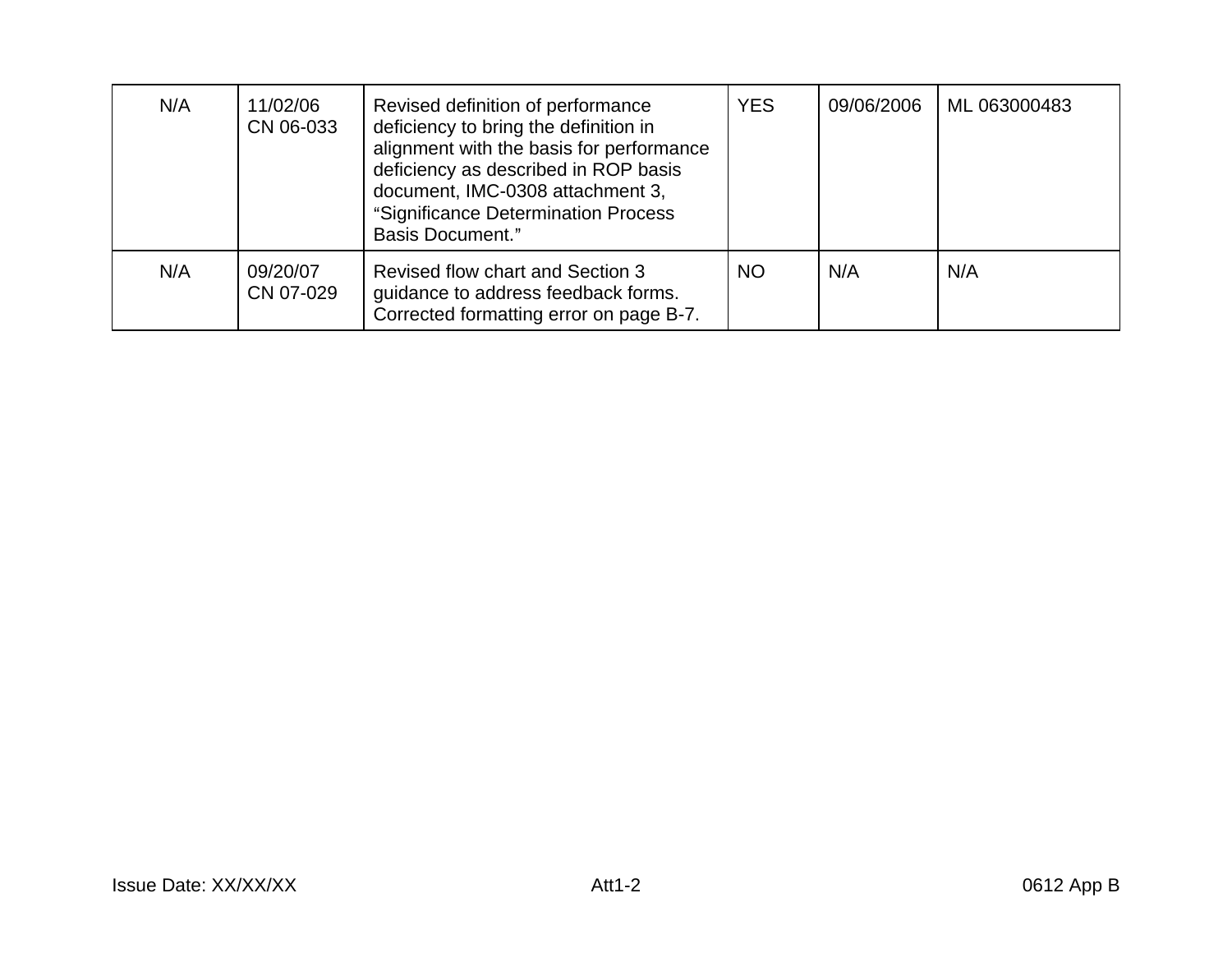| | | | | | |
|---|---|---|---|---|---|
| N/A | 11/02/06<br>CN 06-033 | Revised definition of performance deficiency to bring the definition in alignment with the basis for performance deficiency as described in ROP basis document, IMC-0308 attachment 3, “Significance Determination Process Basis Document.” | YES | 09/06/2006 | ML 063000483 |
| N/A | 09/20/07<br>CN 07-029 | Revised flow chart and Section 3 guidance to address feedback forms. Corrected formatting error on page B-7. | NO | N/A | N/A |